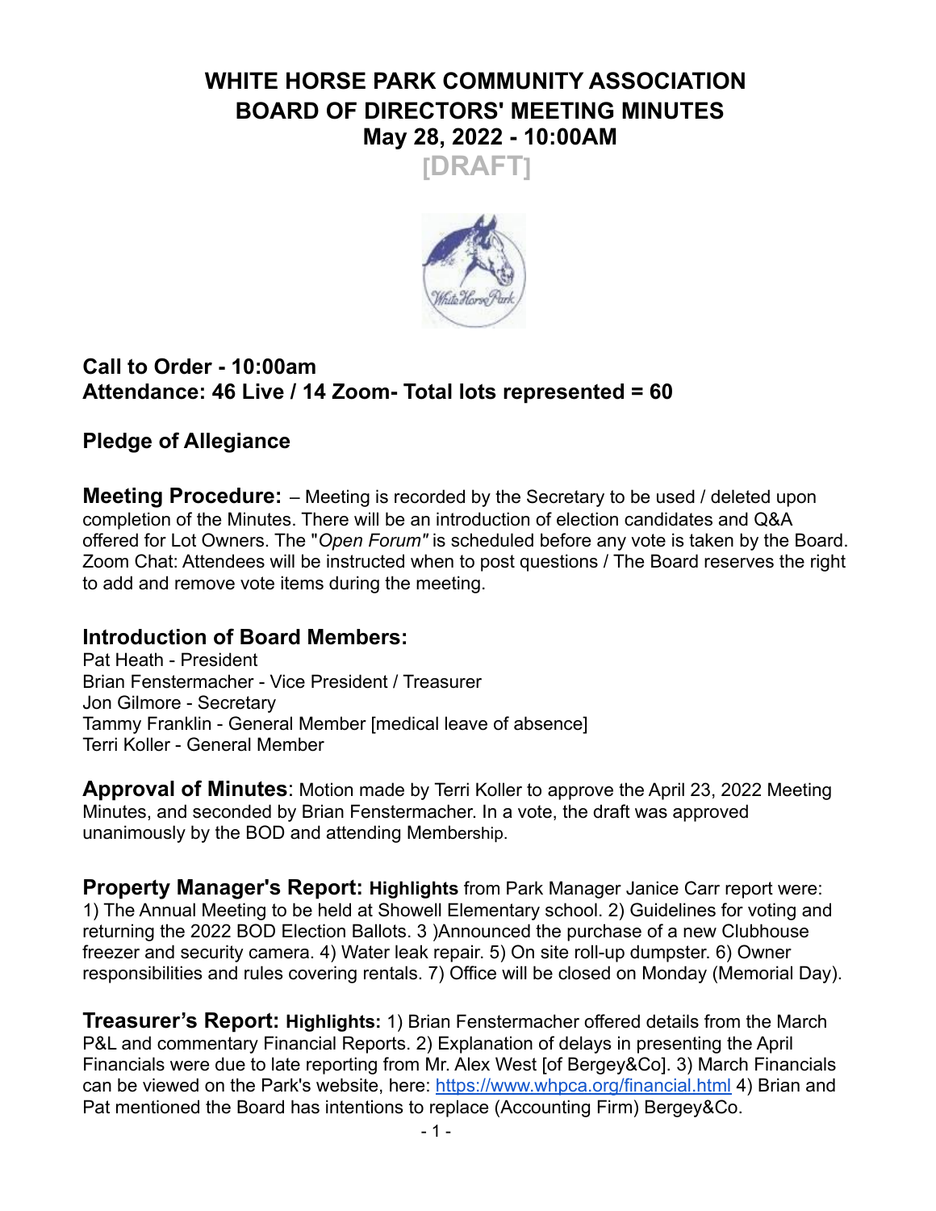# WHITE HORSE PARK COMMUNITY ASSOCIATION
# BOARD OF DIRECTORS' MEETING MINUTES
# May 28, 2022 - 10:00AM

**[DRAFT]**

### Call to Order - 10:00am
### Attendance: 46 Live / 14 Zoom- Total lots represented = 60

### Pledge of Allegiance

**Meeting Procedure:** – Meeting is recorded by the Secretary to be used / deleted upon completion of the Minutes. There will be an introduction of election candidates and Q&A offered for Lot Owners. The "*Open Forum"* is scheduled before any vote is taken by the Board. Zoom Chat: Attendees will be instructed when to post questions / The Board reserves the right to add and remove vote items during the meeting.

### Introduction of Board Members:

Pat Heath - President
Brian Fenstermacher - Vice President / Treasurer
Jon Gilmore - Secretary
Tammy Franklin - General Member [medical leave of absence]
Terri Koller - General Member

**Approval of Minutes**: Motion made by Terri Koller to approve the April 23, 2022 Meeting Minutes, and seconded by Brian Fenstermacher. In a vote, the draft was approved unanimously by the BOD and attending Membership.

**Property Manager's Report: Highlights** from Park Manager Janice Carr report were: 1) The Annual Meeting to be held at Showell Elementary school. 2) Guidelines for voting and returning the 2022 BOD Election Ballots. 3 )Announced the purchase of a new Clubhouse freezer and security camera. 4) Water leak repair. 5) On site roll-up dumpster. 6) Owner responsibilities and rules covering rentals. 7) Office will be closed on Monday (Memorial Day).

**Treasurer's Report: Highlights:** 1) Brian Fenstermacher offered details from the March P&L and commentary Financial Reports. 2) Explanation of delays in presenting the April Financials were due to late reporting from Mr. Alex West [of Bergey&Co]. 3) March Financials can be viewed on the Park's website, here: https://www.whpca.org/financial.html 4) Brian and Pat mentioned the Board has intentions to replace (Accounting Firm) Bergey&Co.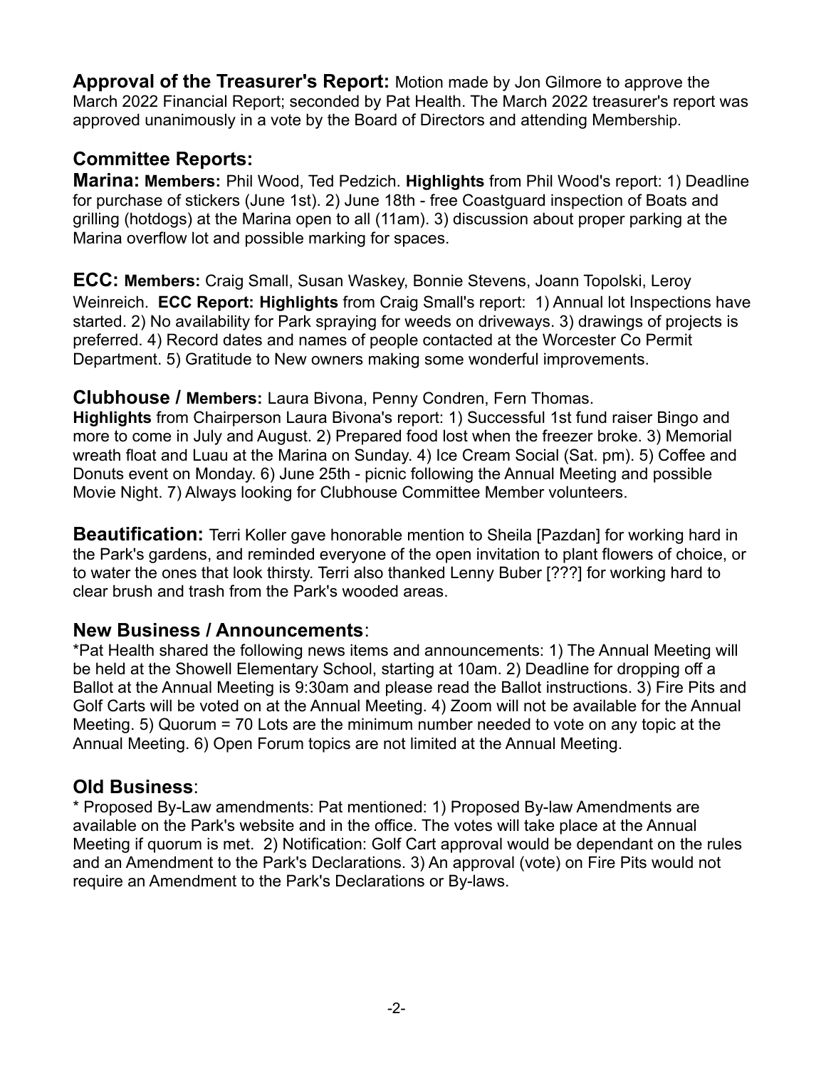**Approval of the Treasurer's Report:** Motion made by Jon Gilmore to approve the March 2022 Financial Report; seconded by Pat Health. The March 2022 treasurer's report was approved unanimously in a vote by the Board of Directors and attending Membership.

## Committee Reports:

**Marina: Members:** Phil Wood, Ted Pedzich. **Highlights** from Phil Wood's report: 1) Deadline for purchase of stickers (June 1st). 2) June 18th - free Coastguard inspection of Boats and grilling (hotdogs) at the Marina open to all (11am). 3) discussion about proper parking at the Marina overflow lot and possible marking for spaces.

**ECC: Members:** Craig Small, Susan Waskey, Bonnie Stevens, Joann Topolski, Leroy Weinreich. **ECC Report: Highlights** from Craig Small's report: 1) Annual lot Inspections have started. 2) No availability for Park spraying for weeds on driveways. 3) drawings of projects is preferred. 4) Record dates and names of people contacted at the Worcester Co Permit Department. 5) Gratitude to New owners making some wonderful improvements.

**Clubhouse / Members:** Laura Bivona, Penny Condren, Fern Thomas.
**Highlights** from Chairperson Laura Bivona's report: 1) Successful 1st fund raiser Bingo and more to come in July and August. 2) Prepared food lost when the freezer broke. 3) Memorial wreath float and Luau at the Marina on Sunday. 4) Ice Cream Social (Sat. pm). 5) Coffee and Donuts event on Monday. 6) June 25th - picnic following the Annual Meeting and possible Movie Night. 7) Always looking for Clubhouse Committee Member volunteers.

**Beautification:** Terri Koller gave honorable mention to Sheila [Pazdan] for working hard in the Park's gardens, and reminded everyone of the open invitation to plant flowers of choice, or to water the ones that look thirsty. Terri also thanked Lenny Buber [???] for working hard to clear brush and trash from the Park's wooded areas.

## New Business / Announcements:

*Pat Health shared the following news items and announcements: 1) The Annual Meeting will be held at the Showell Elementary School, starting at 10am. 2) Deadline for dropping off a Ballot at the Annual Meeting is 9:30am and please read the Ballot instructions. 3) Fire Pits and Golf Carts will be voted on at the Annual Meeting. 4) Zoom will not be available for the Annual Meeting. 5) Quorum = 70 Lots are the minimum number needed to vote on any topic at the Annual Meeting. 6) Open Forum topics are not limited at the Annual Meeting.

## Old Business:

* Proposed By-Law amendments: Pat mentioned: 1) Proposed By-law Amendments are available on the Park's website and in the office. The votes will take place at the Annual Meeting if quorum is met. 2) Notification: Golf Cart approval would be dependant on the rules and an Amendment to the Park's Declarations. 3) An approval (vote) on Fire Pits would not require an Amendment to the Park's Declarations or By-laws.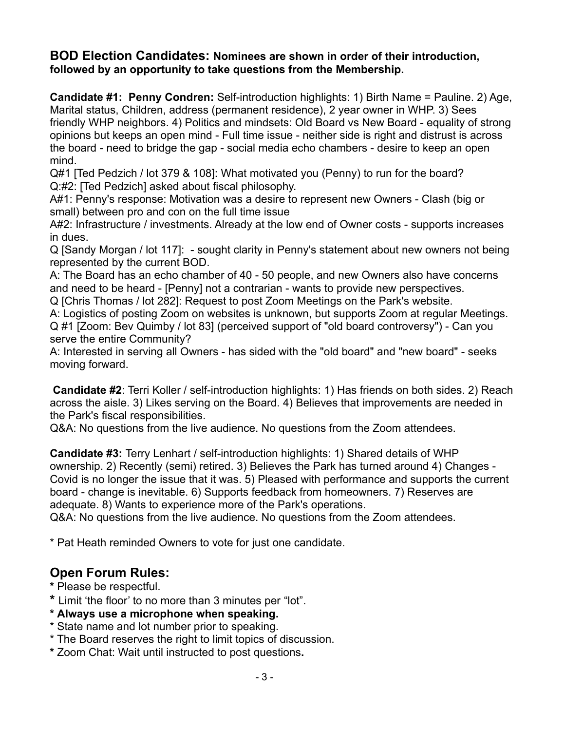## BOD Election Candidates: **Nominees are shown in order of their introduction, followed by an opportunity to take questions from the Membership.**

**Candidate #1: Penny Condren:** Self-introduction highlights: 1) Birth Name = Pauline. 2) Age, Marital status, Children, address (permanent residence), 2 year owner in WHP. 3) Sees friendly WHP neighbors. 4) Politics and mindsets: Old Board vs New Board - equality of strong opinions but keeps an open mind - Full time issue - neither side is right and distrust is across the board - need to bridge the gap - social media echo chambers - desire to keep an open mind.

Q#1 [Ted Pedzich / lot 379 & 108]: What motivated you (Penny) to run for the board?

Q:#2: [Ted Pedzich] asked about fiscal philosophy.

A#1: Penny's response: Motivation was a desire to represent new Owners - Clash (big or small) between pro and con on the full time issue

A#2: Infrastructure / investments. Already at the low end of Owner costs - supports increases in dues.

Q [Sandy Morgan / lot 117]: - sought clarity in Penny's statement about new owners not being represented by the current BOD.

A: The Board has an echo chamber of 40 - 50 people, and new Owners also have concerns and need to be heard - [Penny] not a contrarian - wants to provide new perspectives.

Q [Chris Thomas / lot 282]: Request to post Zoom Meetings on the Park's website.

A: Logistics of posting Zoom on websites is unknown, but supports Zoom at regular Meetings.

Q #1 [Zoom: Bev Quimby / lot 83] (perceived support of "old board controversy") - Can you serve the entire Community?

A: Interested in serving all Owners - has sided with the "old board" and "new board" - seeks moving forward.

**Candidate #2**: Terri Koller / self-introduction highlights: 1) Has friends on both sides. 2) Reach across the aisle. 3) Likes serving on the Board. 4) Believes that improvements are needed in the Park's fiscal responsibilities.

Q&A: No questions from the live audience. No questions from the Zoom attendees.

**Candidate #3:** Terry Lenhart / self-introduction highlights: 1) Shared details of WHP ownership. 2) Recently (semi) retired. 3) Believes the Park has turned around 4) Changes - Covid is no longer the issue that it was. 5) Pleased with performance and supports the current board - change is inevitable. 6) Supports feedback from homeowners. 7) Reserves are adequate. 8) Wants to experience more of the Park's operations.

Q&A: No questions from the live audience. No questions from the Zoom attendees.

* Pat Heath reminded Owners to vote for just one candidate.

## Open Forum Rules:

* Please be respectful.
* Limit 'the floor' to no more than 3 minutes per "lot".
* **Always use a microphone when speaking.**
* State name and lot number prior to speaking.
* The Board reserves the right to limit topics of discussion.
* Zoom Chat: Wait until instructed to post questions.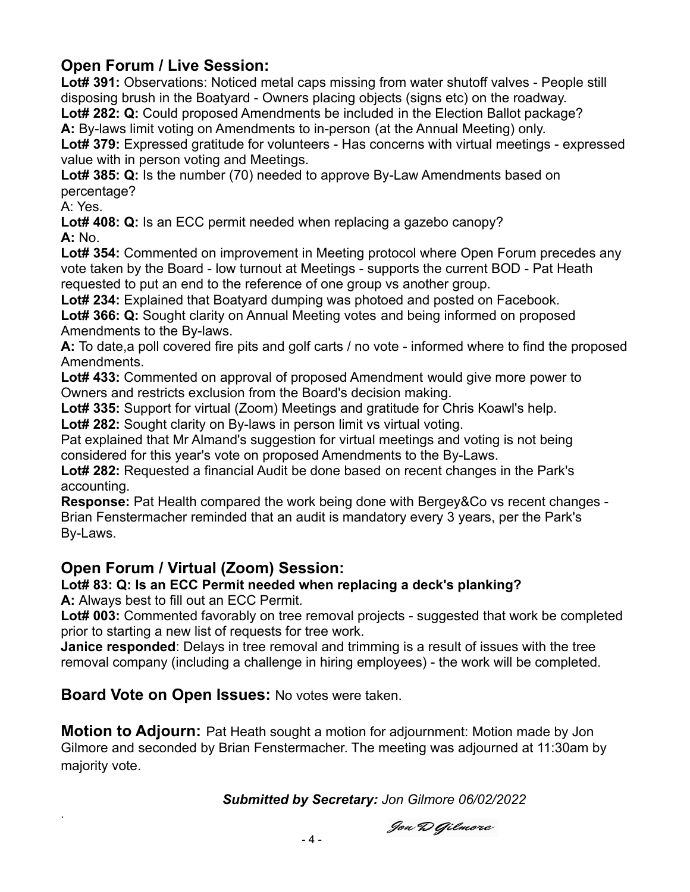## Open Forum / Live Session:

**Lot# 391:** Observations: Noticed metal caps missing from water shutoff valves - People still disposing brush in the Boatyard - Owners placing objects (signs etc) on the roadway.
**Lot# 282: Q:** Could proposed Amendments be included in the Election Ballot package?
**A:** By-laws limit voting on Amendments to in-person (at the Annual Meeting) only.
**Lot# 379:** Expressed gratitude for volunteers - Has concerns with virtual meetings - expressed value with in person voting and Meetings.
**Lot# 385: Q:** Is the number (70) needed to approve By-Law Amendments based on percentage?
A: Yes.
**Lot# 408: Q:** Is an ECC permit needed when replacing a gazebo canopy?
**A:** No.
**Lot# 354:** Commented on improvement in Meeting protocol where Open Forum precedes any vote taken by the Board - low turnout at Meetings - supports the current BOD - Pat Heath requested to put an end to the reference of one group vs another group.
**Lot# 234:** Explained that Boatyard dumping was photoed and posted on Facebook.
**Lot# 366: Q:** Sought clarity on Annual Meeting votes and being informed on proposed Amendments to the By-laws.
**A:** To date,a poll covered fire pits and golf carts / no vote - informed where to find the proposed Amendments.
**Lot# 433:** Commented on approval of proposed Amendment would give more power to Owners and restricts exclusion from the Board's decision making.
**Lot# 335:** Support for virtual (Zoom) Meetings and gratitude for Chris Koawl's help.
**Lot# 282:** Sought clarity on By-laws in person limit vs virtual voting.
Pat explained that Mr Almand's suggestion for virtual meetings and voting is not being considered for this year's vote on proposed Amendments to the By-Laws.
**Lot# 282:** Requested a financial Audit be done based on recent changes in the Park's accounting.
**Response:** Pat Health compared the work being done with Bergey&Co vs recent changes - Brian Fenstermacher reminded that an audit is mandatory every 3 years, per the Park's By-Laws.

## Open Forum / Virtual (Zoom) Session:

**Lot# 83: Q: Is an ECC Permit needed when replacing a deck's planking?**
**A:** Always best to fill out an ECC Permit.
**Lot# 003:** Commented favorably on tree removal projects - suggested that work be completed prior to starting a new list of requests for tree work.
**Janice responded**: Delays in tree removal and trimming is a result of issues with the tree removal company (including a challenge in hiring employees) - the work will be completed.

## Board Vote on Open Issues: No votes were taken.

## Motion to Adjourn: Pat Heath sought a motion for adjournment: Motion made by Jon Gilmore and seconded by Brian Fenstermacher. The meeting was adjourned at 11:30am by majority vote.

***Submitted by Secretary:*** *Jon Gilmore 06/02/2022*

*Jon D Gilmore*